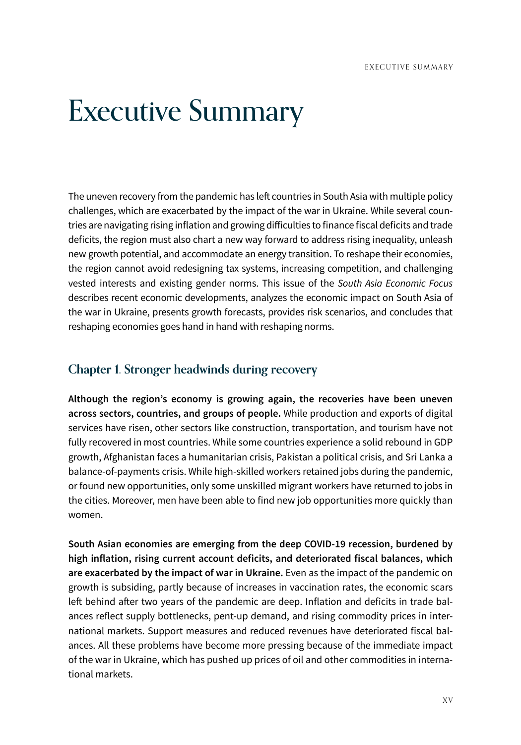# Executive Summary

The uneven recovery from the pandemic has left countries in South Asia with multiple policy challenges, which are exacerbated by the impact of the war in Ukraine. While several countries are navigating rising inflation and growing difficulties to finance fiscal deficits and trade deficits, the region must also chart a new way forward to address rising inequality, unleash new growth potential, and accommodate an energy transition. To reshape their economies, the region cannot avoid redesigning tax systems, increasing competition, and challenging vested interests and existing gender norms. This issue of the *South Asia Economic Focus* describes recent economic developments, analyzes the economic impact on South Asia of the war in Ukraine, presents growth forecasts, provides risk scenarios, and concludes that reshaping economies goes hand in hand with reshaping norms.

## Chapter 1. Stronger headwinds during recovery

**Although the region's economy is growing again, the recoveries have been uneven across sectors, countries, and groups of people.** While production and exports of digital services have risen, other sectors like construction, transportation, and tourism have not fully recovered in most countries. While some countries experience a solid rebound in GDP growth, Afghanistan faces a humanitarian crisis, Pakistan a political crisis, and Sri Lanka a balance-of-payments crisis. While high-skilled workers retained jobs during the pandemic, or found new opportunities, only some unskilled migrant workers have returned to jobs in the cities. Moreover, men have been able to find new job opportunities more quickly than women.

**South Asian economies are emerging from the deep COVID-19 recession, burdened by high inflation, rising current account deficits, and deteriorated fiscal balances, which are exacerbated by the impact of war in Ukraine.** Even as the impact of the pandemic on growth is subsiding, partly because of increases in vaccination rates, the economic scars left behind after two years of the pandemic are deep. Inflation and deficits in trade balances reflect supply bottlenecks, pent-up demand, and rising commodity prices in international markets. Support measures and reduced revenues have deteriorated fiscal balances. All these problems have become more pressing because of the immediate impact of the war in Ukraine, which has pushed up prices of oil and other commodities in international markets.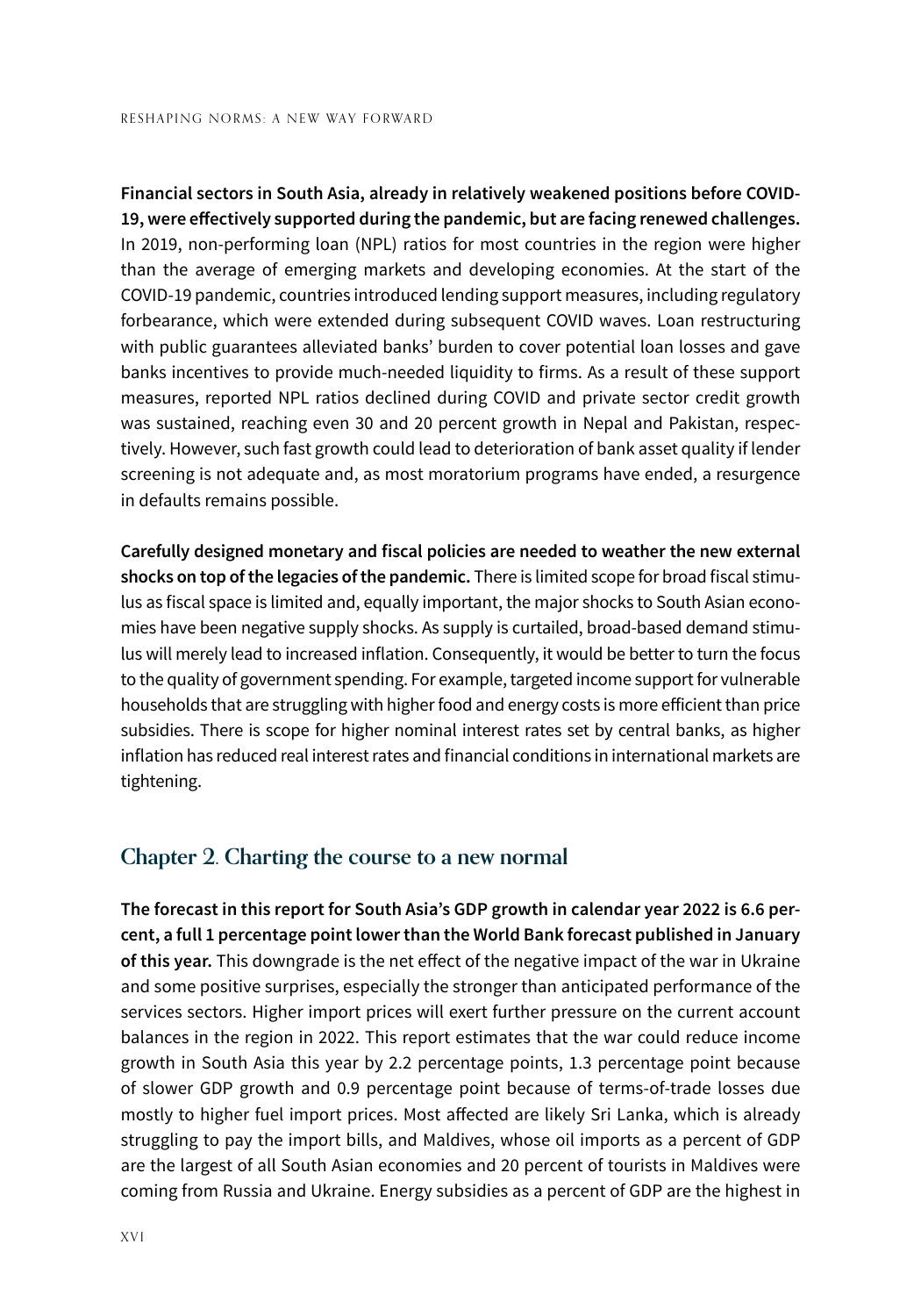**Financial sectors in South Asia, already in relatively weakened positions before COVID-19, were effectively supported during the pandemic, but are facing renewed challenges.** In 2019, non-performing loan (NPL) ratios for most countries in the region were higher than the average of emerging markets and developing economies. At the start of the COVID-19 pandemic, countries introduced lending support measures, including regulatory forbearance, which were extended during subsequent COVID waves. Loan restructuring with public guarantees alleviated banks' burden to cover potential loan losses and gave banks incentives to provide much-needed liquidity to firms. As a result of these support measures, reported NPL ratios declined during COVID and private sector credit growth was sustained, reaching even 30 and 20 percent growth in Nepal and Pakistan, respectively. However, such fast growth could lead to deterioration of bank asset quality if lender screening is not adequate and, as most moratorium programs have ended, a resurgence in defaults remains possible.

**Carefully designed monetary and fiscal policies are needed to weather the new external shocks on top of the legacies of the pandemic.** There is limited scope for broad fiscal stimulus as fiscal space is limited and, equally important, the major shocks to South Asian economies have been negative supply shocks. As supply is curtailed, broad-based demand stimulus will merely lead to increased inflation. Consequently, it would be better to turn the focus to the quality of government spending. For example, targeted income support for vulnerable households that are struggling with higher food and energy costs is more efficient than price subsidies. There is scope for higher nominal interest rates set by central banks, as higher inflation has reduced real interest rates and financial conditions in international markets are tightening.

## Chapter 2. Charting the course to a new normal

**The forecast in this report for South Asia's GDP growth in calendar year 2022 is 6.6 percent, a full 1 percentage point lower than the World Bank forecast published in January of this year.** This downgrade is the net effect of the negative impact of the war in Ukraine and some positive surprises, especially the stronger than anticipated performance of the services sectors. Higher import prices will exert further pressure on the current account balances in the region in 2022. This report estimates that the war could reduce income growth in South Asia this year by 2.2 percentage points, 1.3 percentage point because of slower GDP growth and 0.9 percentage point because of terms-of-trade losses due mostly to higher fuel import prices. Most affected are likely Sri Lanka, which is already struggling to pay the import bills, and Maldives, whose oil imports as a percent of GDP are the largest of all South Asian economies and 20 percent of tourists in Maldives were coming from Russia and Ukraine. Energy subsidies as a percent of GDP are the highest in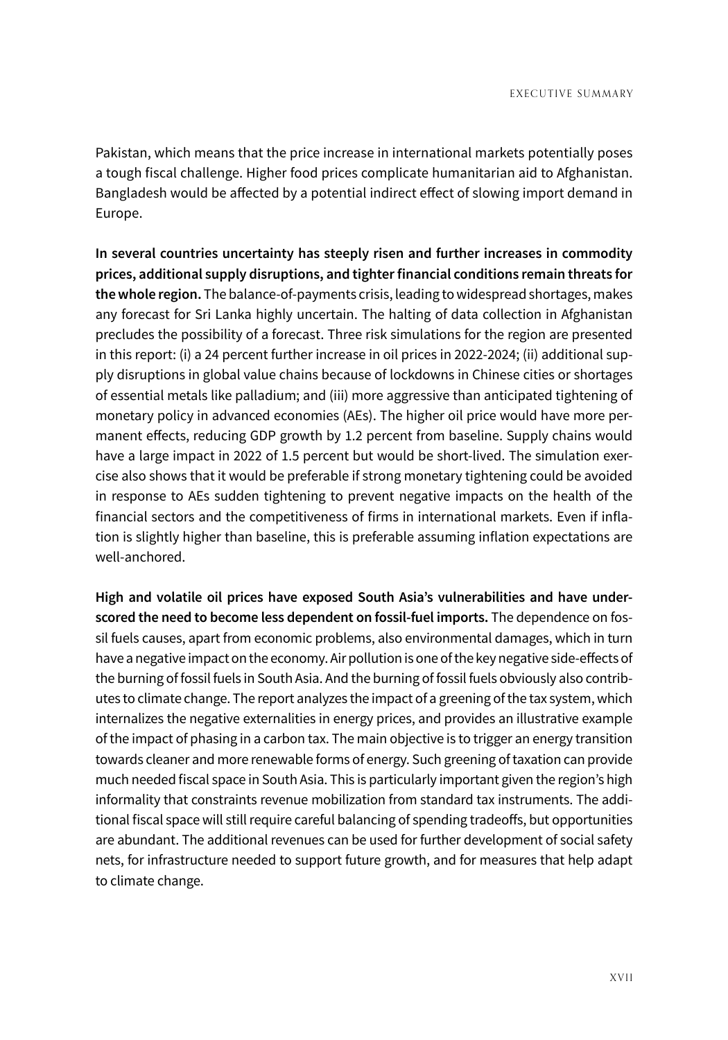Pakistan, which means that the price increase in international markets potentially poses a tough fiscal challenge. Higher food prices complicate humanitarian aid to Afghanistan. Bangladesh would be affected by a potential indirect effect of slowing import demand in Europe.

**In several countries uncertainty has steeply risen and further increases in commodity prices, additional supply disruptions, and tighter financial conditions remain threats for the whole region.** The balance-of-payments crisis, leading to widespread shortages, makes any forecast for Sri Lanka highly uncertain. The halting of data collection in Afghanistan precludes the possibility of a forecast. Three risk simulations for the region are presented in this report: (i) a 24 percent further increase in oil prices in 2022-2024; (ii) additional supply disruptions in global value chains because of lockdowns in Chinese cities or shortages of essential metals like palladium; and (iii) more aggressive than anticipated tightening of monetary policy in advanced economies (AEs). The higher oil price would have more permanent effects, reducing GDP growth by 1.2 percent from baseline. Supply chains would have a large impact in 2022 of 1.5 percent but would be short-lived. The simulation exercise also shows that it would be preferable if strong monetary tightening could be avoided in response to AEs sudden tightening to prevent negative impacts on the health of the financial sectors and the competitiveness of firms in international markets. Even if inflation is slightly higher than baseline, this is preferable assuming inflation expectations are well-anchored.

**High and volatile oil prices have exposed South Asia's vulnerabilities and have underscored the need to become less dependent on fossil-fuel imports.** The dependence on fossil fuels causes, apart from economic problems, also environmental damages, which in turn have a negative impact on the economy. Air pollution is one of the key negative side-effects of the burning of fossil fuels in South Asia. And the burning of fossil fuels obviously also contributes to climate change. The report analyzes the impact of a greening of the tax system, which internalizes the negative externalities in energy prices, and provides an illustrative example of the impact of phasing in a carbon tax. The main objective is to trigger an energy transition towards cleaner and more renewable forms of energy. Such greening of taxation can provide much needed fiscal space in South Asia. This is particularly important given the region's high informality that constraints revenue mobilization from standard tax instruments. The additional fiscal space will still require careful balancing of spending tradeoffs, but opportunities are abundant. The additional revenues can be used for further development of social safety nets, for infrastructure needed to support future growth, and for measures that help adapt to climate change.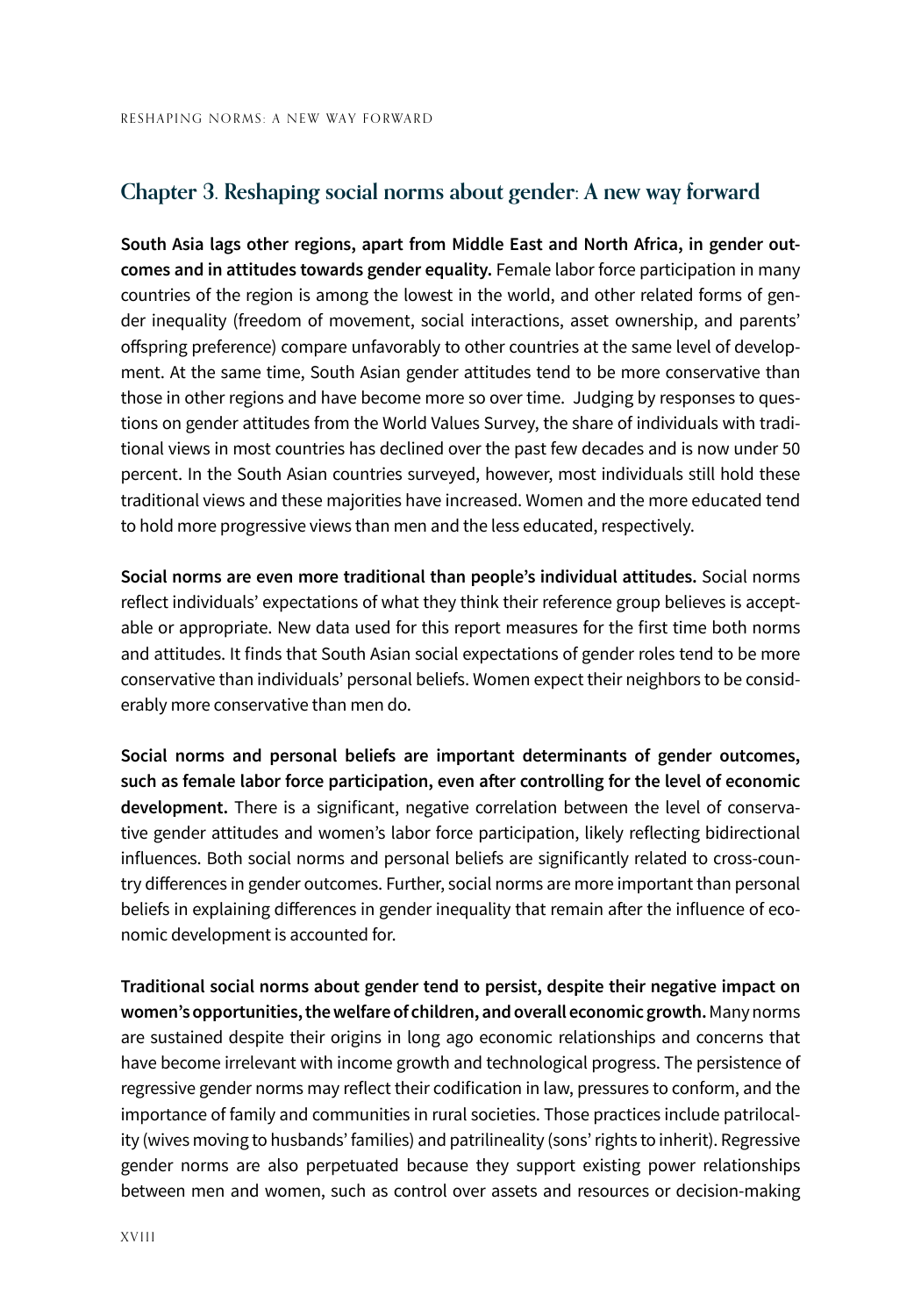## Chapter 3. Reshaping social norms about gender: A new way forward

**South Asia lags other regions, apart from Middle East and North Africa, in gender outcomes and in attitudes towards gender equality.** Female labor force participation in many countries of the region is among the lowest in the world, and other related forms of gender inequality (freedom of movement, social interactions, asset ownership, and parents' offspring preference) compare unfavorably to other countries at the same level of development. At the same time, South Asian gender attitudes tend to be more conservative than those in other regions and have become more so over time. Judging by responses to questions on gender attitudes from the World Values Survey, the share of individuals with traditional views in most countries has declined over the past few decades and is now under 50 percent. In the South Asian countries surveyed, however, most individuals still hold these traditional views and these majorities have increased. Women and the more educated tend to hold more progressive views than men and the less educated, respectively.

**Social norms are even more traditional than people's individual attitudes.** Social norms reflect individuals' expectations of what they think their reference group believes is acceptable or appropriate. New data used for this report measures for the first time both norms and attitudes. It finds that South Asian social expectations of gender roles tend to be more conservative than individuals' personal beliefs. Women expect their neighbors to be considerably more conservative than men do.

**Social norms and personal beliefs are important determinants of gender outcomes, such as female labor force participation, even after controlling for the level of economic development.** There is a significant, negative correlation between the level of conservative gender attitudes and women's labor force participation, likely reflecting bidirectional influences. Both social norms and personal beliefs are significantly related to cross-country differences in gender outcomes. Further, social norms are more important than personal beliefs in explaining differences in gender inequality that remain after the influence of economic development is accounted for.

**Traditional social norms about gender tend to persist, despite their negative impact on women's opportunities, the welfare of children, and overall economic growth.** Many norms are sustained despite their origins in long ago economic relationships and concerns that have become irrelevant with income growth and technological progress. The persistence of regressive gender norms may reflect their codification in law, pressures to conform, and the importance of family and communities in rural societies. Those practices include patrilocality (wives moving to husbands' families) and patrilineality (sons' rights to inherit). Regressive gender norms are also perpetuated because they support existing power relationships between men and women, such as control over assets and resources or decision-making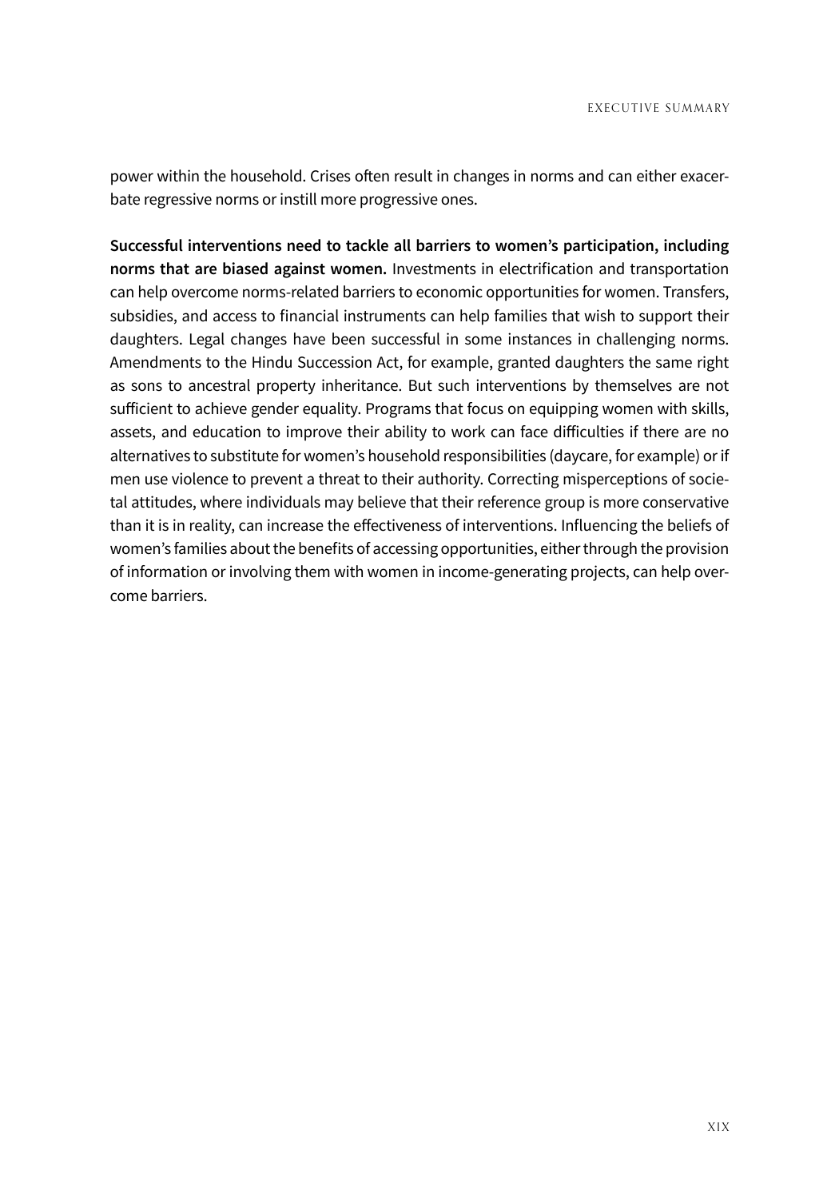power within the household. Crises often result in changes in norms and can either exacerbate regressive norms or instill more progressive ones.

**Successful interventions need to tackle all barriers to women's participation, including norms that are biased against women.** Investments in electrification and transportation can help overcome norms-related barriers to economic opportunities for women. Transfers, subsidies, and access to financial instruments can help families that wish to support their daughters. Legal changes have been successful in some instances in challenging norms. Amendments to the Hindu Succession Act, for example, granted daughters the same right as sons to ancestral property inheritance. But such interventions by themselves are not sufficient to achieve gender equality. Programs that focus on equipping women with skills, assets, and education to improve their ability to work can face difficulties if there are no alternatives to substitute for women's household responsibilities (daycare, for example) or if men use violence to prevent a threat to their authority. Correcting misperceptions of societal attitudes, where individuals may believe that their reference group is more conservative than it is in reality, can increase the effectiveness of interventions. Influencing the beliefs of women's families about the benefits of accessing opportunities, either through the provision of information or involving them with women in income-generating projects, can help overcome barriers.